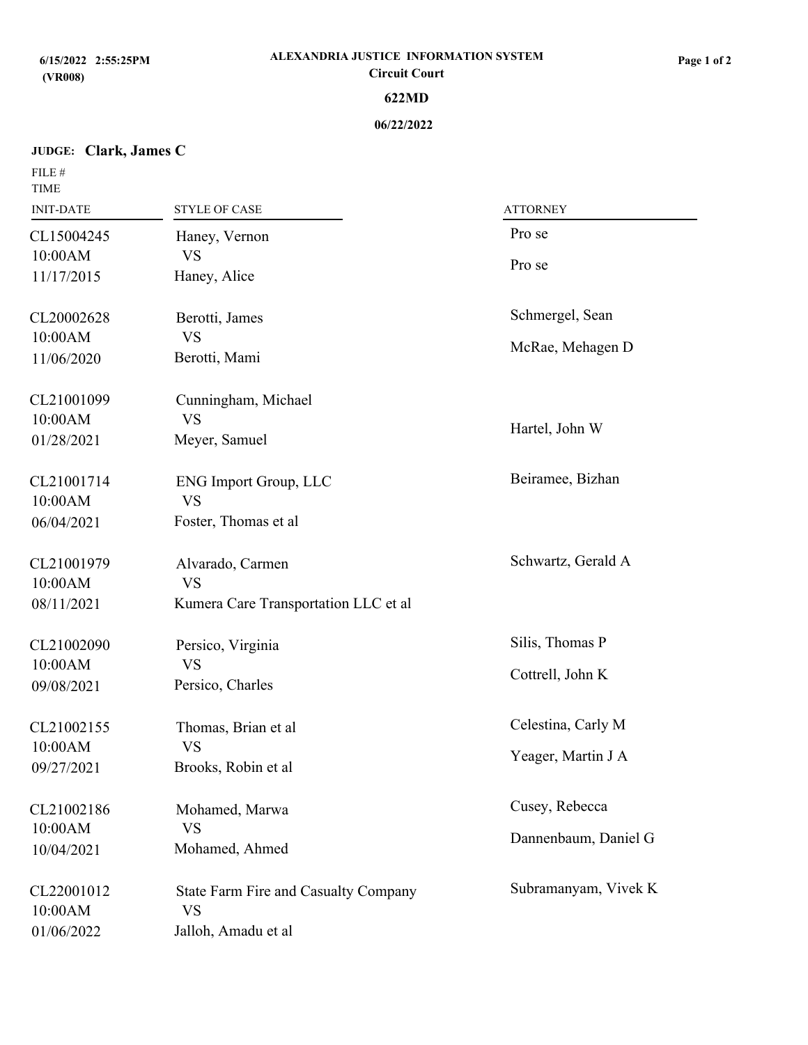6/15/2022 2:55:25PM
(VR008)

**ALEXANDRIA JUSTICE INFORMATION SYSTEM**
**Circuit Court**
**622MD**
**06/22/2022**

**JUDGE: Clark, James C**

| FILE # / TIME / INIT-DATE | STYLE OF CASE | ATTORNEY |
|---|---|---|
| CL15004245<br>10:00AM<br>11/17/2015 | Haney, Vernon<br>VS<br>Haney, Alice | Pro se<br>Pro se |
| CL20002628<br>10:00AM<br>11/06/2020 | Berotti, James<br>VS<br>Berotti, Mami | Schmergel, Sean<br>McRae, Mehagen D |
| CL21001099<br>10:00AM<br>01/28/2021 | Cunningham, Michael<br>VS<br>Meyer, Samuel | Hartel, John W |
| CL21001714<br>10:00AM<br>06/04/2021 | ENG Import Group, LLC<br>VS<br>Foster, Thomas et al | Beiramee, Bizhan |
| CL21001979<br>10:00AM<br>08/11/2021 | Alvarado, Carmen<br>VS<br>Kumera Care Transportation LLC et al | Schwartz, Gerald A |
| CL21002090<br>10:00AM<br>09/08/2021 | Persico, Virginia<br>VS<br>Persico, Charles | Silis, Thomas P<br>Cottrell, John K |
| CL21002155<br>10:00AM<br>09/27/2021 | Thomas, Brian et al<br>VS<br>Brooks, Robin et al | Celestina, Carly M<br>Yeager, Martin J A |
| CL21002186<br>10:00AM<br>10/04/2021 | Mohamed, Marwa<br>VS<br>Mohamed, Ahmed | Cusey, Rebecca<br>Dannenbaum, Daniel G |
| CL22001012<br>10:00AM<br>01/06/2022 | State Farm Fire and Casualty Company<br>VS<br>Jalloh, Amadu et al | Subramanyam, Vivek K |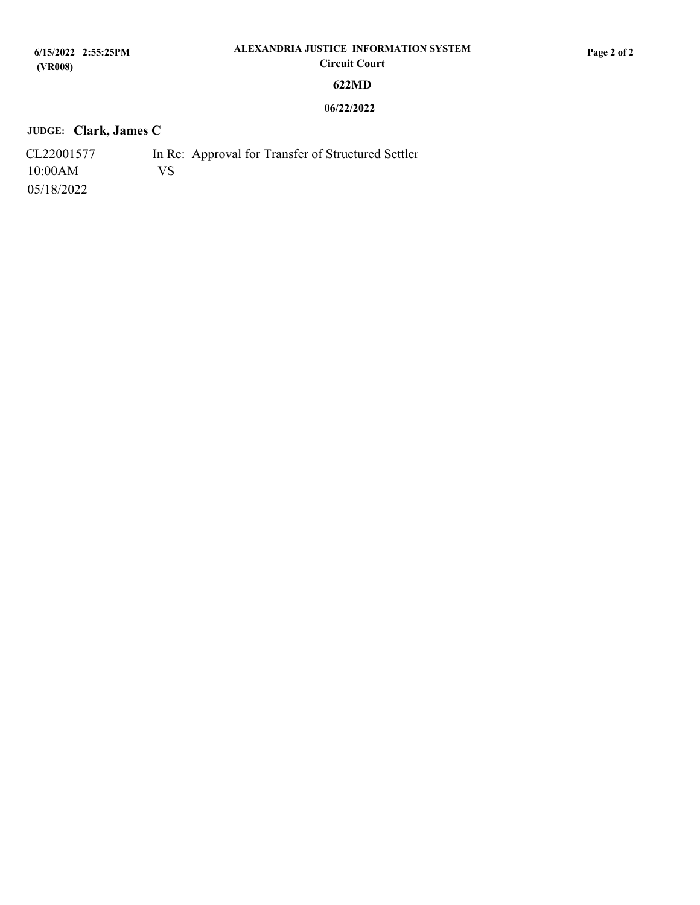**ALEXANDRIA JUSTICE INFORMATION SYSTEM**
**Circuit Court**

**622MD**

**06/22/2022**

**JUDGE: Clark, James C**

| | |
|---|---|
| CL22001577 | In Re: Approval for Transfer of Structured Settler |
| 10:00AM | VS |
| 05/18/2022 | |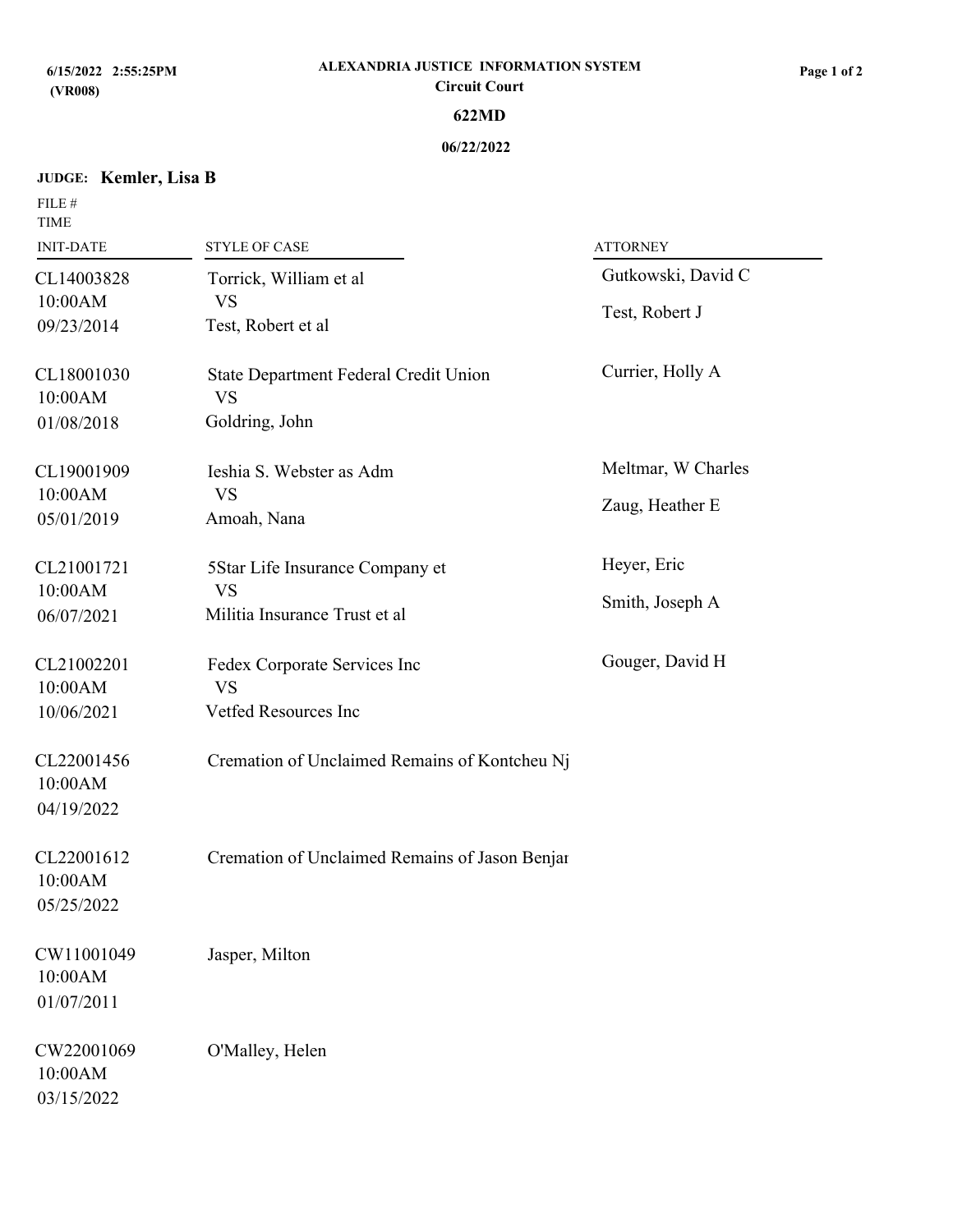**6/15/2022 2:55:25PM**
**(VR008)**

**ALEXANDRIA JUSTICE INFORMATION SYSTEM**
**Circuit Court**
**622MD**
**06/22/2022**

**JUDGE: Kemler, Lisa B**

| FILE # TIME INIT-DATE | STYLE OF CASE | ATTORNEY |
|---|---|---|
| CL14003828 10:00AM 09/23/2014 | Torrick, William et al VS Test, Robert et al | Gutkowski, David C Test, Robert J |
| CL18001030 10:00AM 01/08/2018 | State Department Federal Credit Union VS Goldring, John | Currier, Holly A |
| CL19001909 10:00AM 05/01/2019 | Ieshia S. Webster as Adm VS Amoah, Nana | Meltmar, W Charles Zaug, Heather E |
| CL21001721 10:00AM 06/07/2021 | 5Star Life Insurance Company et VS Militia Insurance Trust et al | Heyer, Eric Smith, Joseph A |
| CL21002201 10:00AM 10/06/2021 | Fedex Corporate Services Inc VS Vetfed Resources Inc | Gouger, David H |
| CL22001456 10:00AM 04/19/2022 | Cremation of Unclaimed Remains of Kontcheu Nj | |
| CL22001612 10:00AM 05/25/2022 | Cremation of Unclaimed Remains of Jason Benjar | |
| CW11001049 10:00AM 01/07/2011 | Jasper, Milton | |
| CW22001069 10:00AM 03/15/2022 | O'Malley, Helen | |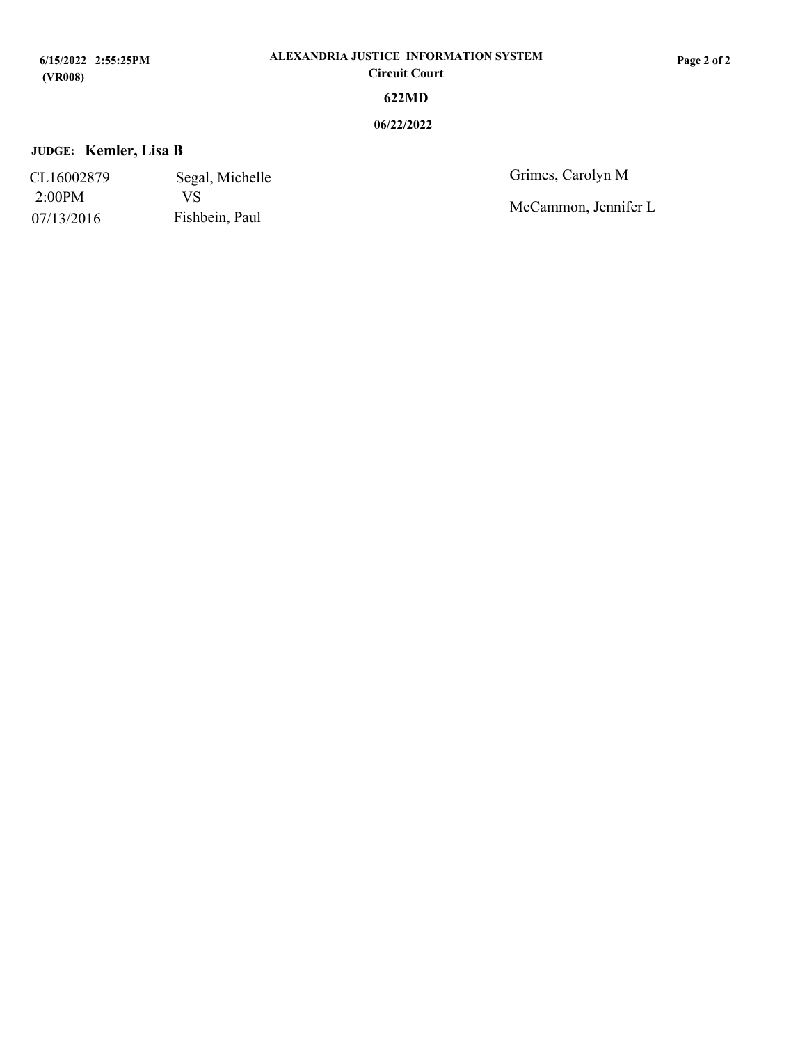**ALEXANDRIA JUSTICE INFORMATION SYSTEM**
**Circuit Court**

**622MD**

**06/22/2022**

**JUDGE: Kemler, Lisa B**

| | | |
|---|---|---|
| CL16002879<br>2:00PM<br>07/13/2016 | Segal, Michelle<br>VS<br>Fishbein, Paul | Grimes, Carolyn M<br>McCammon, Jennifer L |